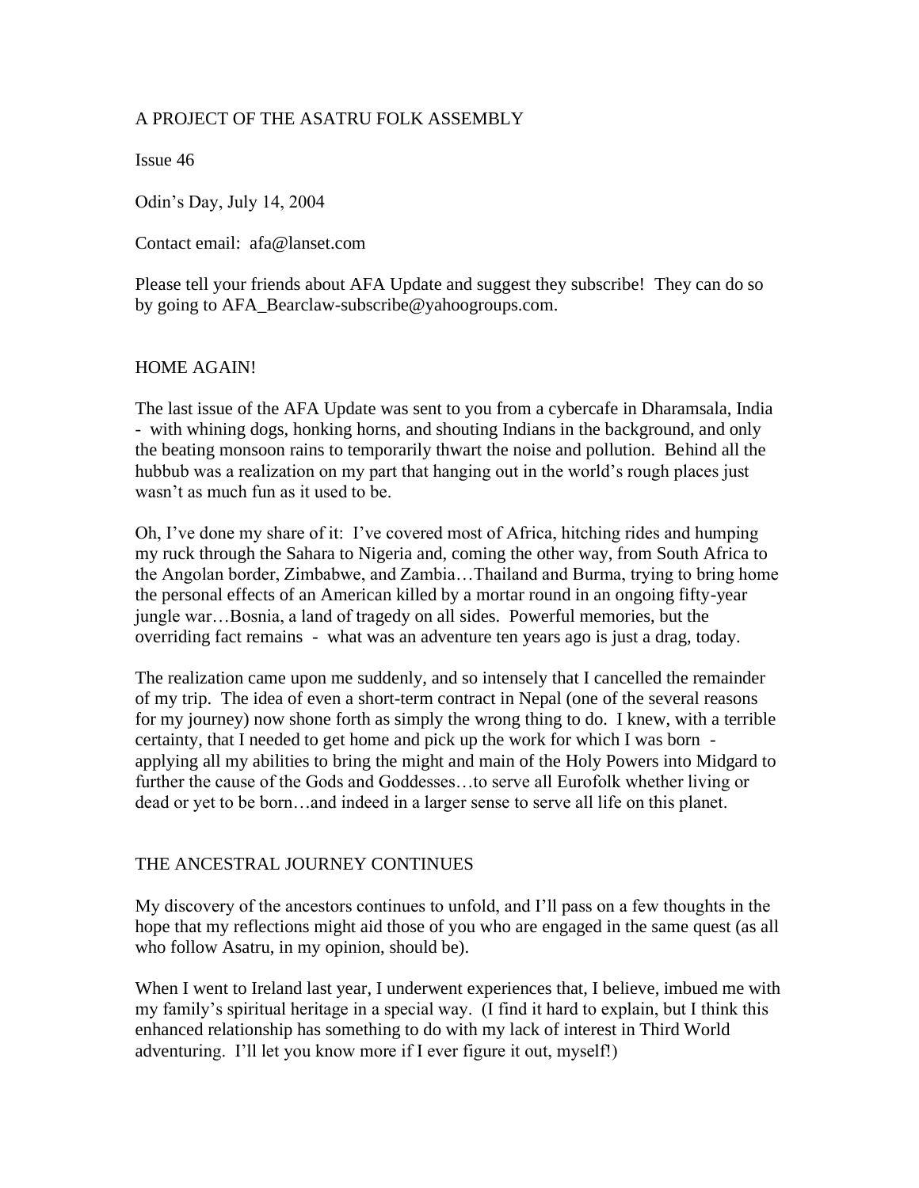A PROJECT OF THE ASATRU FOLK ASSEMBLY

Issue 46

Odin's Day, July 14, 2004

Contact email: afa@lanset.com

Please tell your friends about AFA Update and suggest they subscribe! They can do so by going to AFA_Bearclaw-subscribe@yahoogroups.com.

## HOME AGAIN!

The last issue of the AFA Update was sent to you from a cybercafe in Dharamsala, India - with whining dogs, honking horns, and shouting Indians in the background, and only the beating monsoon rains to temporarily thwart the noise and pollution. Behind all the hubbub was a realization on my part that hanging out in the world's rough places just wasn't as much fun as it used to be.

Oh, I've done my share of it: I've covered most of Africa, hitching rides and humping my ruck through the Sahara to Nigeria and, coming the other way, from South Africa to the Angolan border, Zimbabwe, and Zambia…Thailand and Burma, trying to bring home the personal effects of an American killed by a mortar round in an ongoing fifty-year jungle war…Bosnia, a land of tragedy on all sides. Powerful memories, but the overriding fact remains - what was an adventure ten years ago is just a drag, today.

The realization came upon me suddenly, and so intensely that I cancelled the remainder of my trip. The idea of even a short-term contract in Nepal (one of the several reasons for my journey) now shone forth as simply the wrong thing to do. I knew, with a terrible certainty, that I needed to get home and pick up the work for which I was born - applying all my abilities to bring the might and main of the Holy Powers into Midgard to further the cause of the Gods and Goddesses…to serve all Eurofolk whether living or dead or yet to be born…and indeed in a larger sense to serve all life on this planet.

## THE ANCESTRAL JOURNEY CONTINUES

My discovery of the ancestors continues to unfold, and I'll pass on a few thoughts in the hope that my reflections might aid those of you who are engaged in the same quest (as all who follow Asatru, in my opinion, should be).

When I went to Ireland last year, I underwent experiences that, I believe, imbued me with my family's spiritual heritage in a special way. (I find it hard to explain, but I think this enhanced relationship has something to do with my lack of interest in Third World adventuring. I'll let you know more if I ever figure it out, myself!)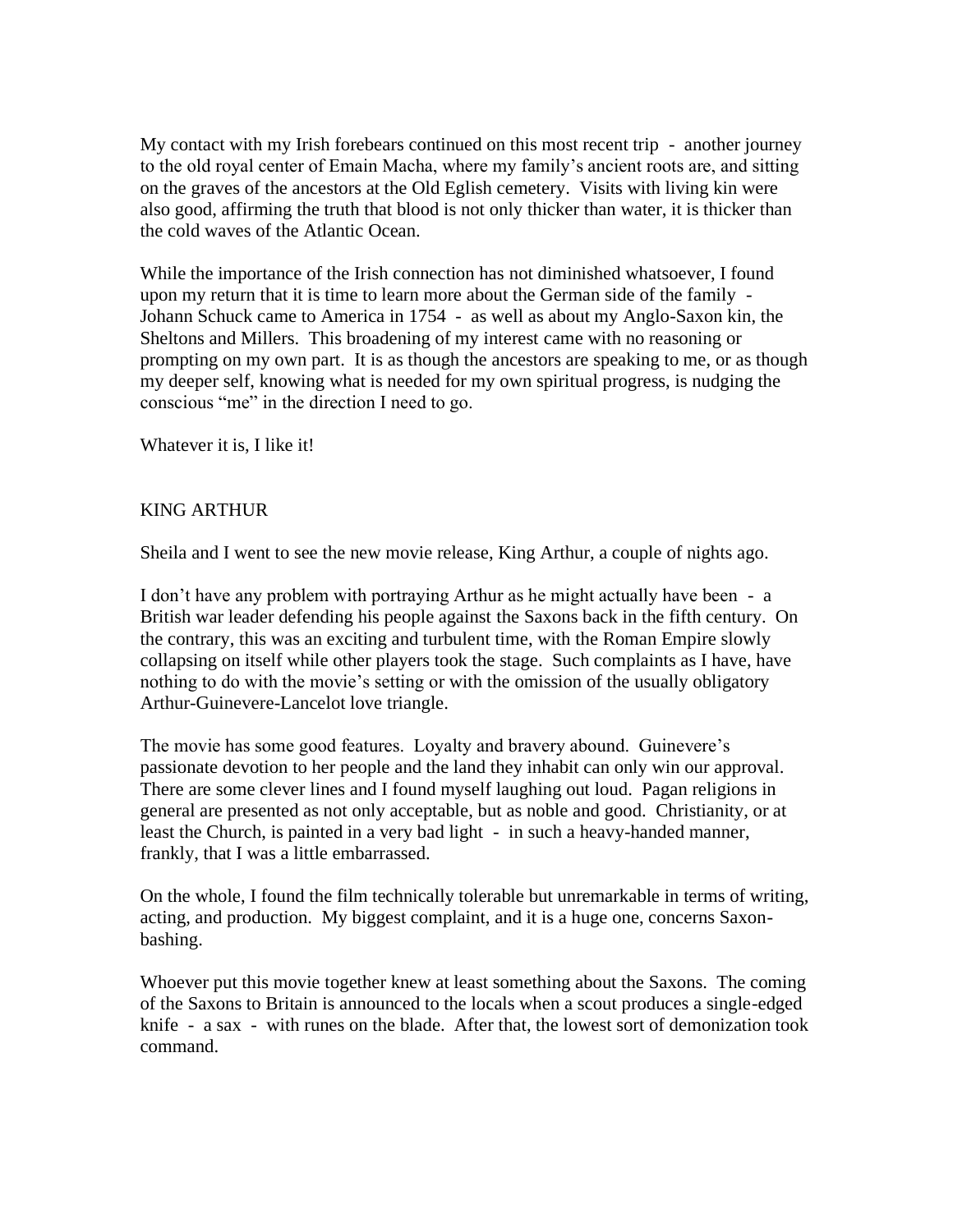My contact with my Irish forebears continued on this most recent trip - another journey to the old royal center of Emain Macha, where my family's ancient roots are, and sitting on the graves of the ancestors at the Old Eglish cemetery. Visits with living kin were also good, affirming the truth that blood is not only thicker than water, it is thicker than the cold waves of the Atlantic Ocean.

While the importance of the Irish connection has not diminished whatsoever, I found upon my return that it is time to learn more about the German side of the family - Johann Schuck came to America in 1754 - as well as about my Anglo-Saxon kin, the Sheltons and Millers. This broadening of my interest came with no reasoning or prompting on my own part. It is as though the ancestors are speaking to me, or as though my deeper self, knowing what is needed for my own spiritual progress, is nudging the conscious "me" in the direction I need to go.

Whatever it is, I like it!

## KING ARTHUR

Sheila and I went to see the new movie release, King Arthur, a couple of nights ago.

I don't have any problem with portraying Arthur as he might actually have been - a British war leader defending his people against the Saxons back in the fifth century. On the contrary, this was an exciting and turbulent time, with the Roman Empire slowly collapsing on itself while other players took the stage. Such complaints as I have, have nothing to do with the movie's setting or with the omission of the usually obligatory Arthur-Guinevere-Lancelot love triangle.

The movie has some good features. Loyalty and bravery abound. Guinevere's passionate devotion to her people and the land they inhabit can only win our approval. There are some clever lines and I found myself laughing out loud. Pagan religions in general are presented as not only acceptable, but as noble and good. Christianity, or at least the Church, is painted in a very bad light - in such a heavy-handed manner, frankly, that I was a little embarrassed.

On the whole, I found the film technically tolerable but unremarkable in terms of writing, acting, and production. My biggest complaint, and it is a huge one, concerns Saxon-bashing.

Whoever put this movie together knew at least something about the Saxons. The coming of the Saxons to Britain is announced to the locals when a scout produces a single-edged knife - a sax - with runes on the blade. After that, the lowest sort of demonization took command.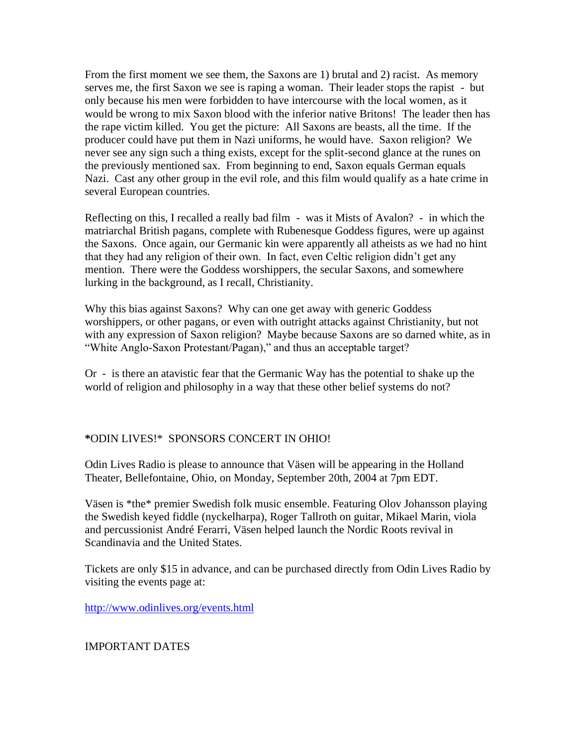From the first moment we see them, the Saxons are 1) brutal and 2) racist. As memory serves me, the first Saxon we see is raping a woman. Their leader stops the rapist - but only because his men were forbidden to have intercourse with the local women, as it would be wrong to mix Saxon blood with the inferior native Britons! The leader then has the rape victim killed. You get the picture: All Saxons are beasts, all the time. If the producer could have put them in Nazi uniforms, he would have. Saxon religion? We never see any sign such a thing exists, except for the split-second glance at the runes on the previously mentioned sax. From beginning to end, Saxon equals German equals Nazi. Cast any other group in the evil role, and this film would qualify as a hate crime in several European countries.

Reflecting on this, I recalled a really bad film - was it Mists of Avalon? - in which the matriarchal British pagans, complete with Rubenesque Goddess figures, were up against the Saxons. Once again, our Germanic kin were apparently all atheists as we had no hint that they had any religion of their own. In fact, even Celtic religion didn't get any mention. There were the Goddess worshippers, the secular Saxons, and somewhere lurking in the background, as I recall, Christianity.

Why this bias against Saxons? Why can one get away with generic Goddess worshippers, or other pagans, or even with outright attacks against Christianity, but not with any expression of Saxon religion? Maybe because Saxons are so darned white, as in "White Anglo-Saxon Protestant/Pagan)," and thus an acceptable target?

Or - is there an atavistic fear that the Germanic Way has the potential to shake up the world of religion and philosophy in a way that these other belief systems do not?

**\***ODIN LIVES!* SPONSORS CONCERT IN OHIO!

Odin Lives Radio is please to announce that Väsen will be appearing in the Holland Theater, Bellefontaine, Ohio, on Monday, September 20th, 2004 at 7pm EDT.

Väsen is *the* premier Swedish folk music ensemble. Featuring Olov Johansson playing the Swedish keyed fiddle (nyckelharpa), Roger Tallroth on guitar, Mikael Marin, viola and percussionist André Ferarri, Väsen helped launch the Nordic Roots revival in Scandinavia and the United States.

Tickets are only $15 in advance, and can be purchased directly from Odin Lives Radio by visiting the events page at:

http://www.odinlives.org/events.html

IMPORTANT DATES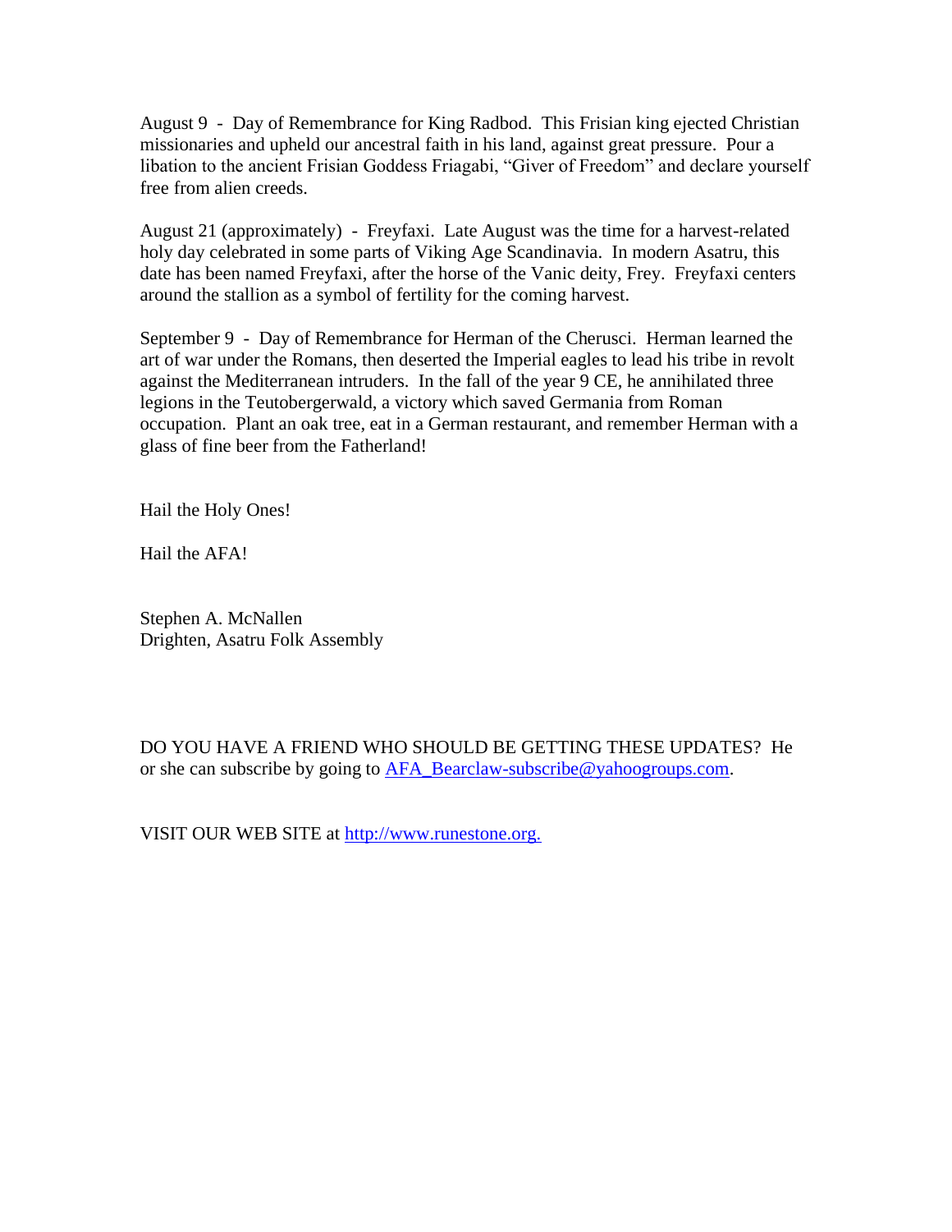August 9 - Day of Remembrance for King Radbod. This Frisian king ejected Christian missionaries and upheld our ancestral faith in his land, against great pressure. Pour a libation to the ancient Frisian Goddess Friagabi, "Giver of Freedom" and declare yourself free from alien creeds.

August 21 (approximately) - Freyfaxi. Late August was the time for a harvest-related holy day celebrated in some parts of Viking Age Scandinavia. In modern Asatru, this date has been named Freyfaxi, after the horse of the Vanic deity, Frey. Freyfaxi centers around the stallion as a symbol of fertility for the coming harvest.

September 9 - Day of Remembrance for Herman of the Cherusci. Herman learned the art of war under the Romans, then deserted the Imperial eagles to lead his tribe in revolt against the Mediterranean intruders. In the fall of the year 9 CE, he annihilated three legions in the Teutobergerwald, a victory which saved Germania from Roman occupation. Plant an oak tree, eat in a German restaurant, and remember Herman with a glass of fine beer from the Fatherland!

Hail the Holy Ones!

Hail the AFA!

Stephen A. McNallen
Drighten, Asatru Folk Assembly

DO YOU HAVE A FRIEND WHO SHOULD BE GETTING THESE UPDATES? He or she can subscribe by going to AFA_Bearclaw-subscribe@yahoogroups.com.

VISIT OUR WEB SITE at http://www.runestone.org.